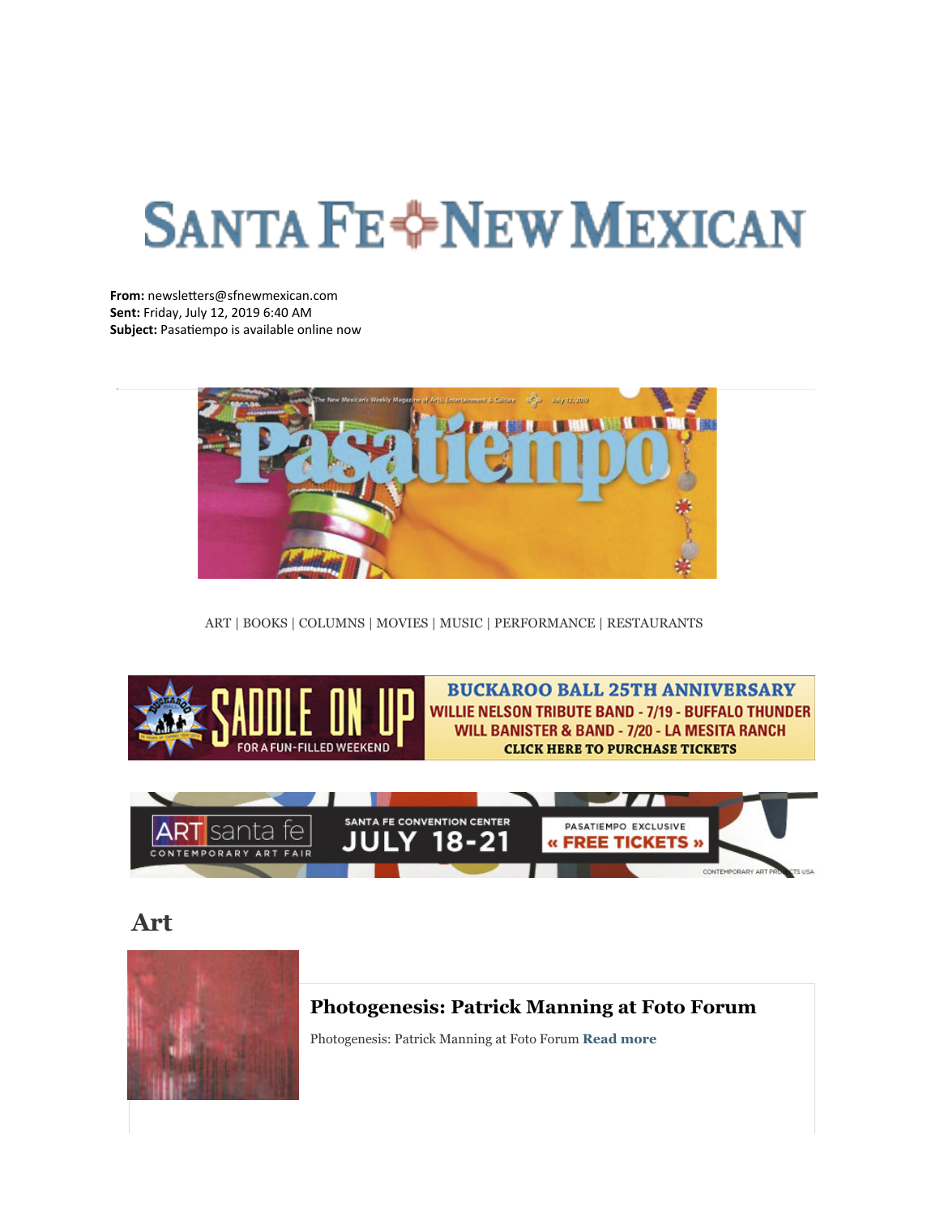# SANTA FE NEW MEXICAN

**From:** newsletters@sfnewmexican.com
**Sent:** Friday, July 12, 2019 6:40 AM
**Subject:** Pasatiempo is available online now

ART | BOOKS | COLUMNS | MOVIES | MUSIC | PERFORMANCE | RESTAURANTS

## Art

### Photogenesis: Patrick Manning at Foto Forum

Photogenesis: Patrick Manning at Foto Forum **Read more**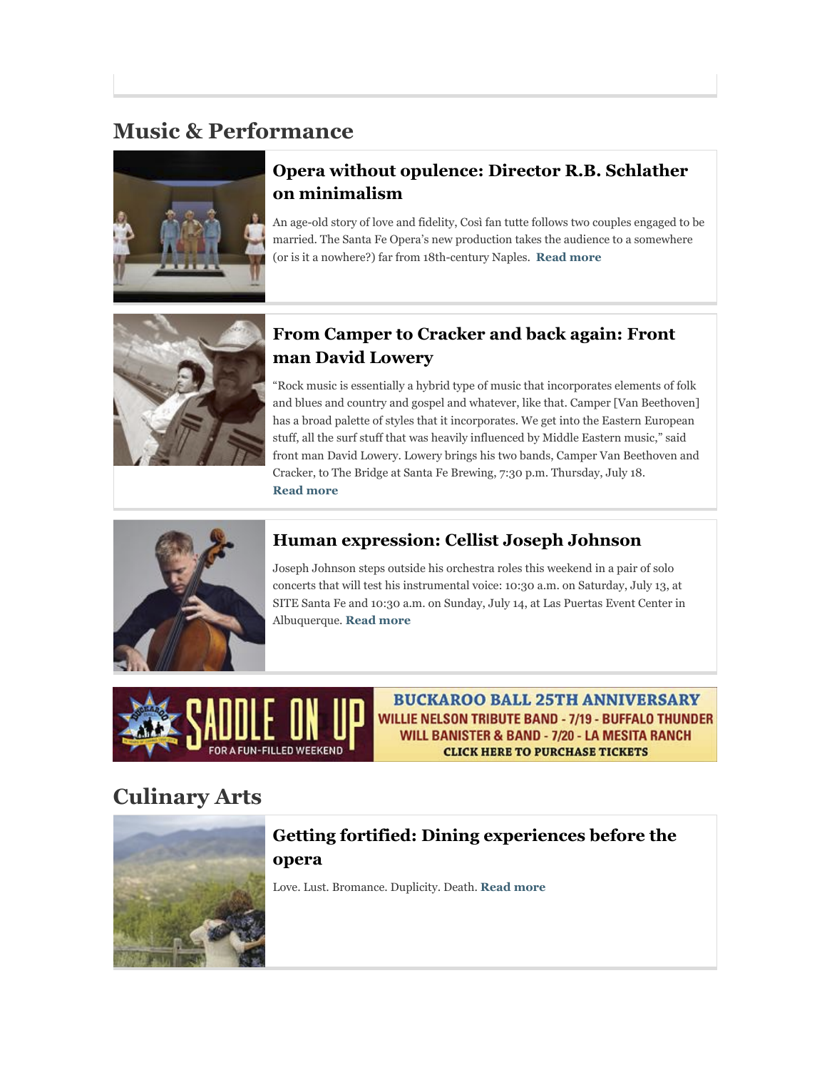## Music & Performance

### Opera without opulence: Director R.B. Schlather on minimalism

An age-old story of love and fidelity, Così fan tutte follows two couples engaged to be married. The Santa Fe Opera's new production takes the audience to a somewhere (or is it a nowhere?) far from 18th-century Naples. **Read more**

### From Camper to Cracker and back again: Front man David Lowery

"Rock music is essentially a hybrid type of music that incorporates elements of folk and blues and country and gospel and whatever, like that. Camper [Van Beethoven] has a broad palette of styles that it incorporates. We get into the Eastern European stuff, all the surf stuff that was heavily influenced by Middle Eastern music," said front man David Lowery. Lowery brings his two bands, Camper Van Beethoven and Cracker, to The Bridge at Santa Fe Brewing, 7:30 p.m. Thursday, July 18. **Read more**

### Human expression: Cellist Joseph Johnson

Joseph Johnson steps outside his orchestra roles this weekend in a pair of solo concerts that will test his instrumental voice: 10:30 a.m. on Saturday, July 13, at SITE Santa Fe and 10:30 a.m. on Sunday, July 14, at Las Puertas Event Center in Albuquerque. **Read more**

SADDLE ON UP FOR A FUN-FILLED WEEKEND
BUCKAROO BALL 25TH ANNIVERSARY
WILLIE NELSON TRIBUTE BAND - 7/19 - BUFFALO THUNDER
WILL BANISTER & BAND - 7/20 - LA MESITA RANCH
CLICK HERE TO PURCHASE TICKETS

## Culinary Arts

### Getting fortified: Dining experiences before the opera

Love. Lust. Bromance. Duplicity. Death. **Read more**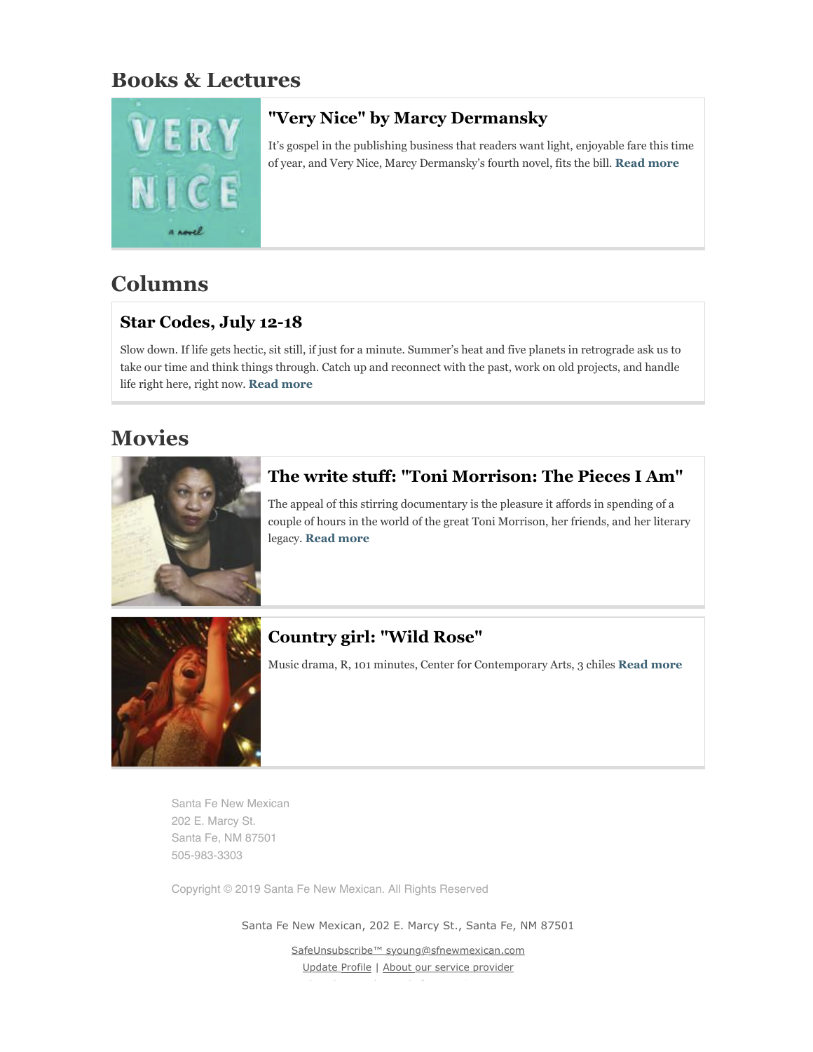## Books & Lectures

### "Very Nice" by Marcy Dermansky

It's gospel in the publishing business that readers want light, enjoyable fare this time of year, and Very Nice, Marcy Dermansky's fourth novel, fits the bill. **Read more**

## Columns

### Star Codes, July 12-18

Slow down. If life gets hectic, sit still, if just for a minute. Summer's heat and five planets in retrograde ask us to take our time and think things through. Catch up and reconnect with the past, work on old projects, and handle life right here, right now. **Read more**

## Movies

### The write stuff: "Toni Morrison: The Pieces I Am"

The appeal of this stirring documentary is the pleasure it affords in spending of a couple of hours in the world of the great Toni Morrison, her friends, and her literary legacy. **Read more**

### Country girl: "Wild Rose"

Music drama, R, 101 minutes, Center for Contemporary Arts, 3 chiles **Read more**

Santa Fe New Mexican
202 E. Marcy St.
Santa Fe, NM 87501
505-983-3303

Copyright © 2019 Santa Fe New Mexican. All Rights Reserved

Santa Fe New Mexican, 202 E. Marcy St., Santa Fe, NM 87501

SafeUnsubscribe™ syoung@sfnewmexican.com
Update Profile | About our service provider